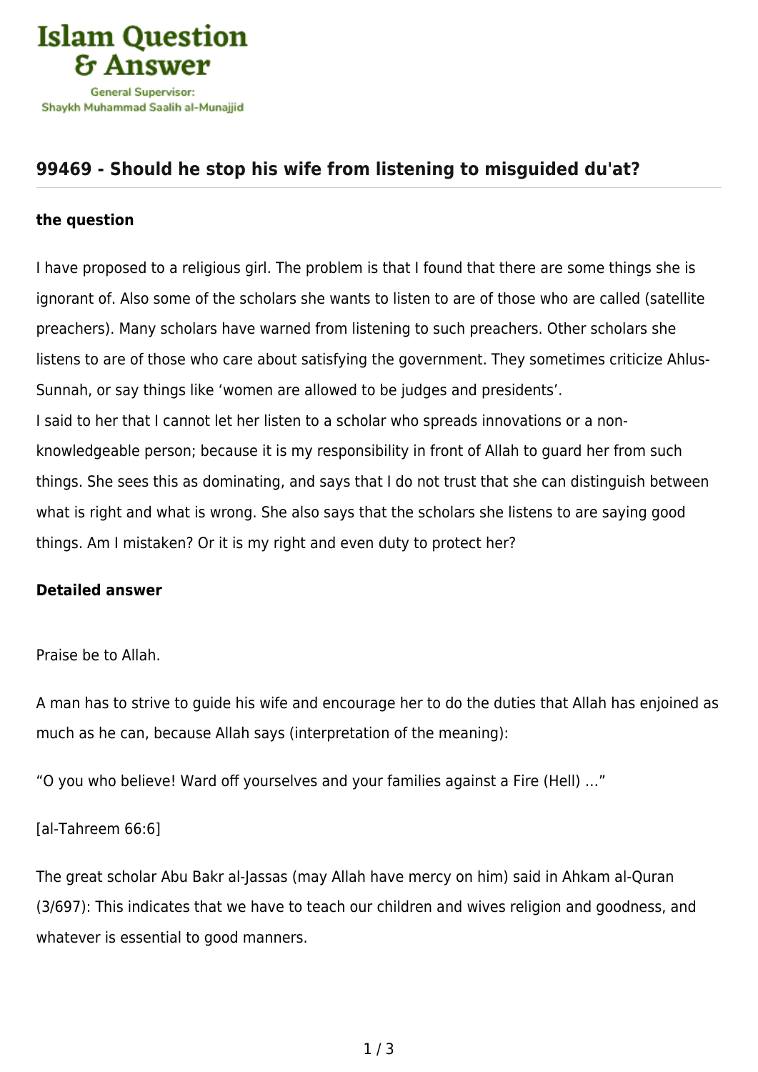# Islam Question & Answer

General Supervisor:
Shaykh Muhammad Saalih al-Munajjid

## 99469 - Should he stop his wife from listening to misguided du'at?

### the question

I have proposed to a religious girl. The problem is that I found that there are some things she is ignorant of. Also some of the scholars she wants to listen to are of those who are called (satellite preachers). Many scholars have warned from listening to such preachers. Other scholars she listens to are of those who care about satisfying the government. They sometimes criticize Ahlus-Sunnah, or say things like 'women are allowed to be judges and presidents'.
I said to her that I cannot let her listen to a scholar who spreads innovations or a non-knowledgeable person; because it is my responsibility in front of Allah to guard her from such things. She sees this as dominating, and says that I do not trust that she can distinguish between what is right and what is wrong. She also says that the scholars she listens to are saying good things. Am I mistaken? Or it is my right and even duty to protect her?

### Detailed answer

Praise be to Allah.

A man has to strive to guide his wife and encourage her to do the duties that Allah has enjoined as much as he can, because Allah says (interpretation of the meaning):

"O you who believe! Ward off yourselves and your families against a Fire (Hell) …"

[al-Tahreem 66:6]

The great scholar Abu Bakr al-Jassas (may Allah have mercy on him) said in Ahkam al-Quran (3/697): This indicates that we have to teach our children and wives religion and goodness, and whatever is essential to good manners.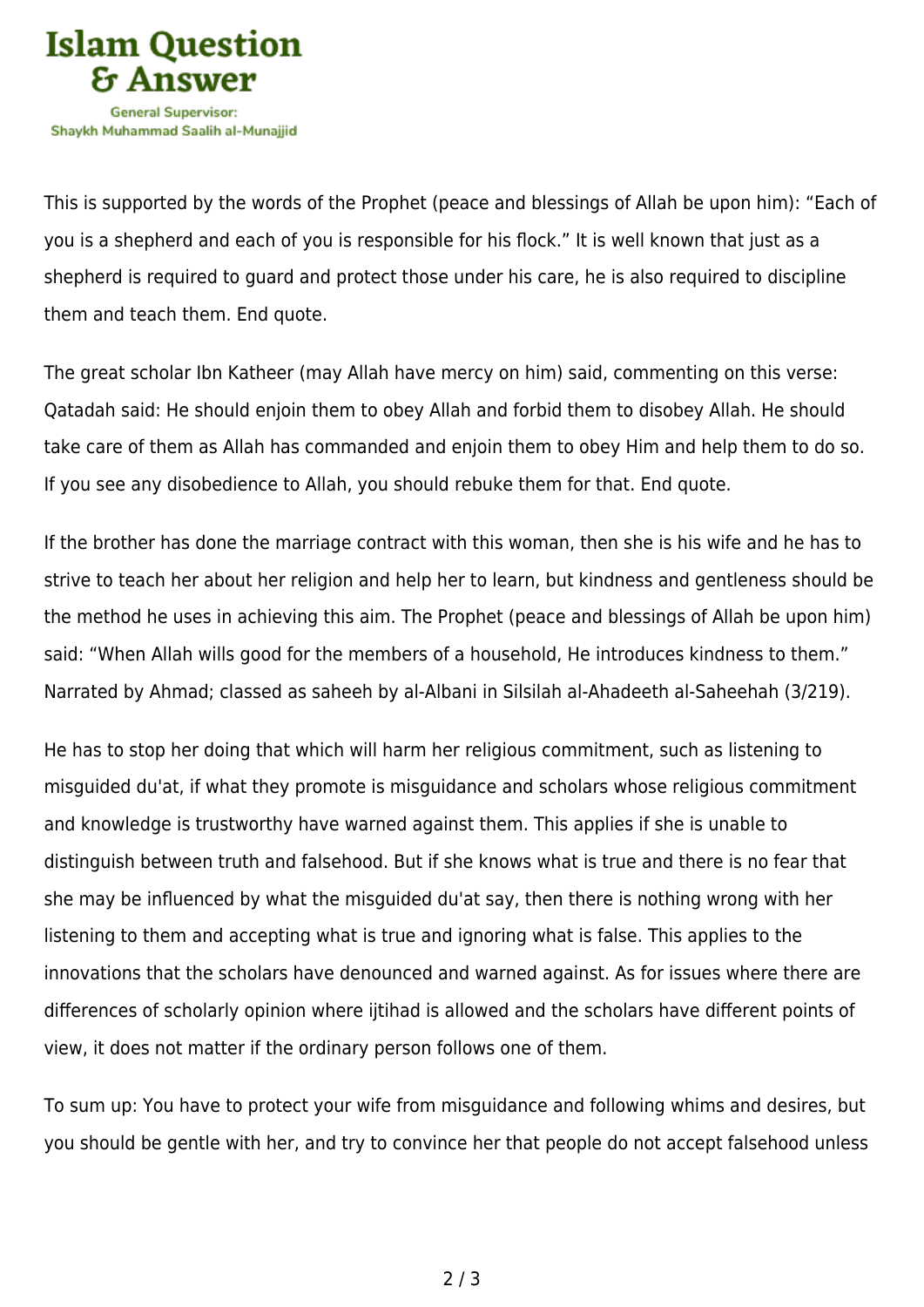This is supported by the words of the Prophet (peace and blessings of Allah be upon him): “Each of you is a shepherd and each of you is responsible for his flock.” It is well known that just as a shepherd is required to guard and protect those under his care, he is also required to discipline them and teach them. End quote.

The great scholar Ibn Katheer (may Allah have mercy on him) said, commenting on this verse: Qatadah said: He should enjoin them to obey Allah and forbid them to disobey Allah. He should take care of them as Allah has commanded and enjoin them to obey Him and help them to do so. If you see any disobedience to Allah, you should rebuke them for that. End quote.

If the brother has done the marriage contract with this woman, then she is his wife and he has to strive to teach her about her religion and help her to learn, but kindness and gentleness should be the method he uses in achieving this aim. The Prophet (peace and blessings of Allah be upon him) said: “When Allah wills good for the members of a household, He introduces kindness to them.” Narrated by Ahmad; classed as saheeh by al-Albani in Silsilah al-Ahadeeth al-Saheehah (3/219).

He has to stop her doing that which will harm her religious commitment, such as listening to misguided du'at, if what they promote is misguidance and scholars whose religious commitment and knowledge is trustworthy have warned against them. This applies if she is unable to distinguish between truth and falsehood. But if she knows what is true and there is no fear that she may be influenced by what the misguided du'at say, then there is nothing wrong with her listening to them and accepting what is true and ignoring what is false. This applies to the innovations that the scholars have denounced and warned against. As for issues where there are differences of scholarly opinion where ijtihad is allowed and the scholars have different points of view, it does not matter if the ordinary person follows one of them.

To sum up: You have to protect your wife from misguidance and following whims and desires, but you should be gentle with her, and try to convince her that people do not accept falsehood unless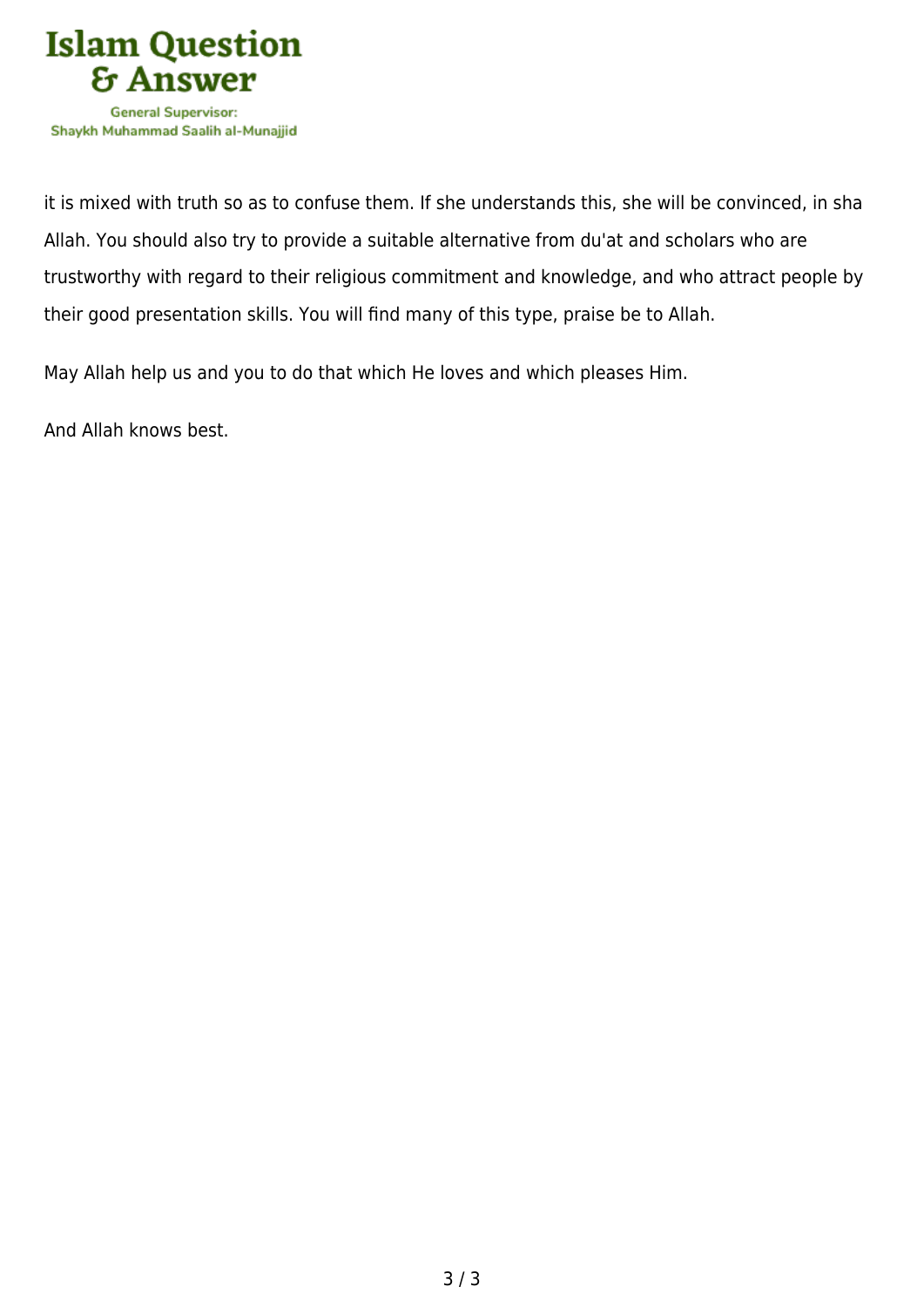it is mixed with truth so as to confuse them. If she understands this, she will be convinced, in sha Allah. You should also try to provide a suitable alternative from du'at and scholars who are trustworthy with regard to their religious commitment and knowledge, and who attract people by their good presentation skills. You will find many of this type, praise be to Allah.

May Allah help us and you to do that which He loves and which pleases Him.

And Allah knows best.